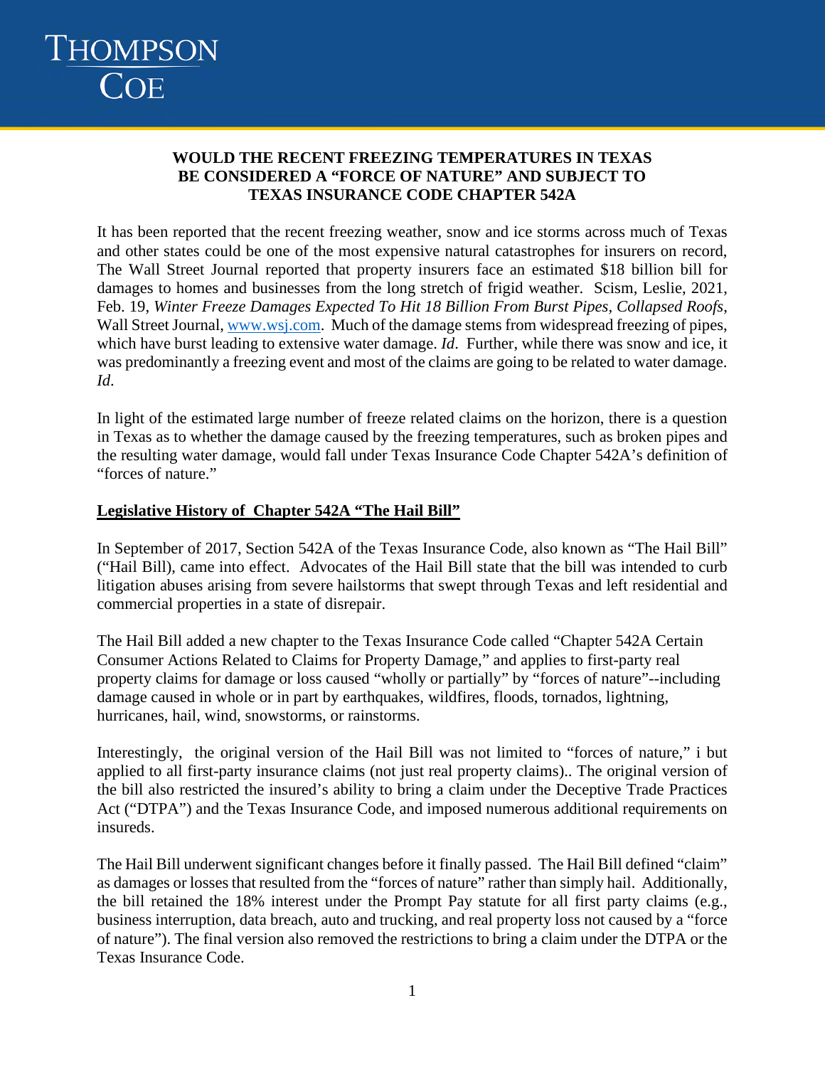**WOULD THE RECENT FREEZING TEMPERATURES IN TEXAS BE CONSIDERED A "FORCE OF NATURE" AND SUBJECT TO TEXAS INSURANCE CODE CHAPTER 542A**

It has been reported that the recent freezing weather, snow and ice storms across much of Texas and other states could be one of the most expensive natural catastrophes for insurers on record, The Wall Street Journal reported that property insurers face an estimated $18 billion bill for damages to homes and businesses from the long stretch of frigid weather. Scism, Leslie, 2021, Feb. 19, *Winter Freeze Damages Expected To Hit 18 Billion From Burst Pipes, Collapsed Roofs*, Wall Street Journal, www.wsj.com. Much of the damage stems from widespread freezing of pipes, which have burst leading to extensive water damage. *Id*. Further, while there was snow and ice, it was predominantly a freezing event and most of the claims are going to be related to water damage. *Id.*

In light of the estimated large number of freeze related claims on the horizon, there is a question in Texas as to whether the damage caused by the freezing temperatures, such as broken pipes and the resulting water damage, would fall under Texas Insurance Code Chapter 542A's definition of "forces of nature."

**Legislative History of Chapter 542A "The Hail Bill"**

In September of 2017, Section 542A of the Texas Insurance Code, also known as "The Hail Bill" ("Hail Bill), came into effect. Advocates of the Hail Bill state that the bill was intended to curb litigation abuses arising from severe hailstorms that swept through Texas and left residential and commercial properties in a state of disrepair.

The Hail Bill added a new chapter to the Texas Insurance Code called "Chapter 542A Certain Consumer Actions Related to Claims for Property Damage," and applies to first-party real property claims for damage or loss caused "wholly or partially" by "forces of nature"--including damage caused in whole or in part by earthquakes, wildfires, floods, tornados, lightning, hurricanes, hail, wind, snowstorms, or rainstorms.

Interestingly, the original version of the Hail Bill was not limited to "forces of nature," i but applied to all first-party insurance claims (not just real property claims).. The original version of the bill also restricted the insured's ability to bring a claim under the Deceptive Trade Practices Act ("DTPA") and the Texas Insurance Code, and imposed numerous additional requirements on insureds.

The Hail Bill underwent significant changes before it finally passed. The Hail Bill defined "claim" as damages or losses that resulted from the "forces of nature" rather than simply hail. Additionally, the bill retained the 18% interest under the Prompt Pay statute for all first party claims (e.g., business interruption, data breach, auto and trucking, and real property loss not caused by a "force of nature"). The final version also removed the restrictions to bring a claim under the DTPA or the Texas Insurance Code.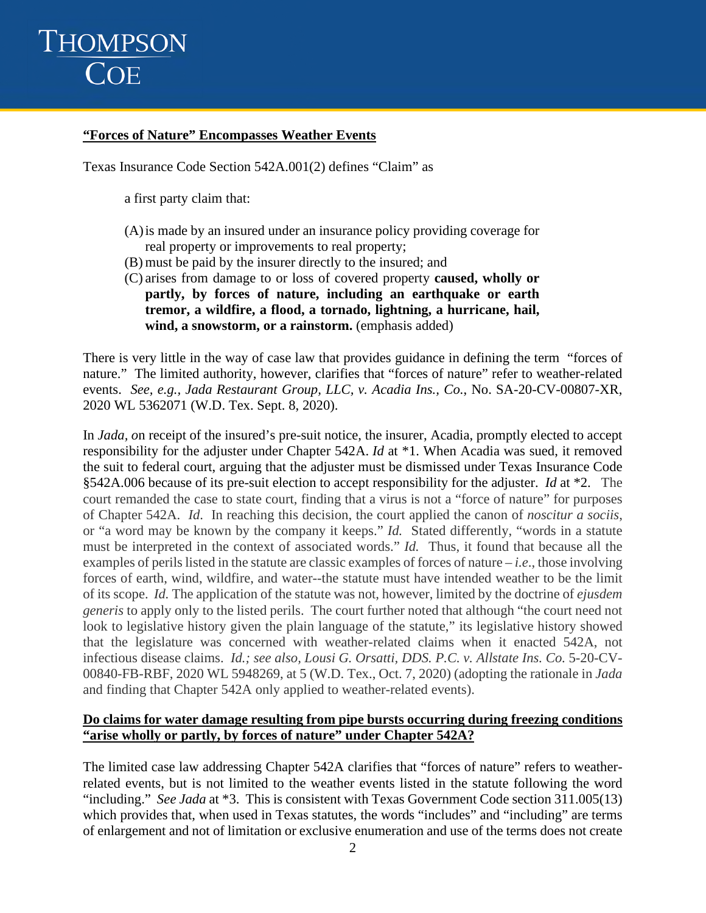**"Forces of Nature" Encompasses Weather Events**

Texas Insurance Code Section 542A.001(2) defines "Claim" as

> a first party claim that:
>
> (A) is made by an insured under an insurance policy providing coverage for real property or improvements to real property;
> (B) must be paid by the insurer directly to the insured; and
> (C) arises from damage to or loss of covered property **caused, wholly or partly, by forces of nature, including an earthquake or earth tremor, a wildfire, a flood, a tornado, lightning, a hurricane, hail, wind, a snowstorm, or a rainstorm.** (emphasis added)

There is very little in the way of case law that provides guidance in defining the term "forces of nature." The limited authority, however, clarifies that "forces of nature" refer to weather-related events. *See, e.g., Jada Restaurant Group, LLC, v. Acadia Ins., Co.*, No. SA-20-CV-00807-XR, 2020 WL 5362071 (W.D. Tex. Sept. 8, 2020).

In *Jada, o*n receipt of the insured's pre-suit notice, the insurer, Acadia, promptly elected to accept responsibility for the adjuster under Chapter 542A. *Id* at \*1. When Acadia was sued, it removed the suit to federal court, arguing that the adjuster must be dismissed under Texas Insurance Code §542A.006 because of its pre-suit election to accept responsibility for the adjuster. *Id* at \*2. The court remanded the case to state court, finding that a virus is not a "force of nature" for purposes of Chapter 542A. *Id*. In reaching this decision, the court applied the canon of *noscitur a sociis*, or "a word may be known by the company it keeps." *Id.* Stated differently, "words in a statute must be interpreted in the context of associated words." *Id.* Thus, it found that because all the examples of perils listed in the statute are classic examples of forces of nature – *i.e*., those involving forces of earth, wind, wildfire, and water--the statute must have intended weather to be the limit of its scope. *Id.* The application of the statute was not, however, limited by the doctrine of *ejusdem generis* to apply only to the listed perils. The court further noted that although "the court need not look to legislative history given the plain language of the statute," its legislative history showed that the legislature was concerned with weather-related claims when it enacted 542A, not infectious disease claims. *Id.; see also, Lousi G. Orsatti, DDS. P.C. v. Allstate Ins. Co.* 5-20-CV-00840-FB-RBF, 2020 WL 5948269, at 5 (W.D. Tex., Oct. 7, 2020) (adopting the rationale in *Jada* and finding that Chapter 542A only applied to weather-related events).

**Do claims for water damage resulting from pipe bursts occurring during freezing conditions "arise wholly or partly, by forces of nature" under Chapter 542A?**

The limited case law addressing Chapter 542A clarifies that "forces of nature" refers to weather-related events, but is not limited to the weather events listed in the statute following the word "including." *See Jada* at \*3. This is consistent with Texas Government Code section 311.005(13) which provides that, when used in Texas statutes, the words "includes" and "including" are terms of enlargement and not of limitation or exclusive enumeration and use of the terms does not create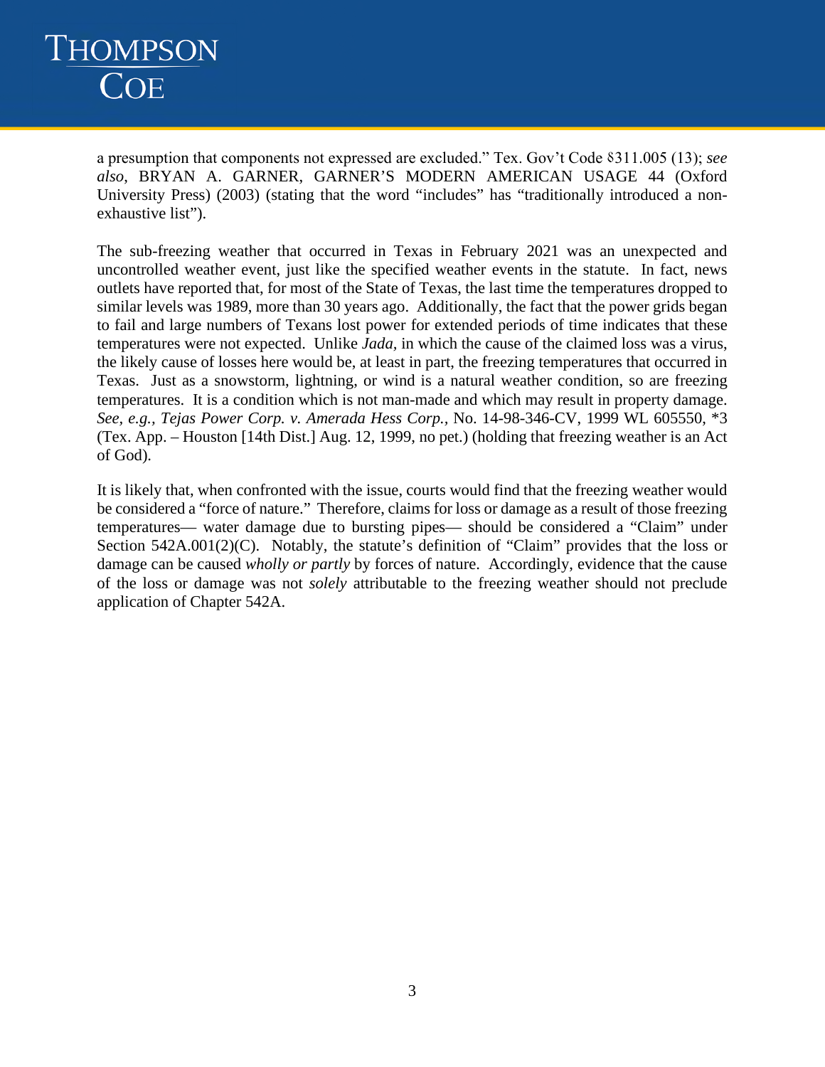a presumption that components not expressed are excluded." Tex. Gov't Code §311.005 (13); *see also*, BRYAN A. GARNER, GARNER'S MODERN AMERICAN USAGE 44 (Oxford University Press) (2003) (stating that the word "includes" has "traditionally introduced a non-exhaustive list").

The sub-freezing weather that occurred in Texas in February 2021 was an unexpected and uncontrolled weather event, just like the specified weather events in the statute. In fact, news outlets have reported that, for most of the State of Texas, the last time the temperatures dropped to similar levels was 1989, more than 30 years ago. Additionally, the fact that the power grids began to fail and large numbers of Texans lost power for extended periods of time indicates that these temperatures were not expected. Unlike *Jada*, in which the cause of the claimed loss was a virus, the likely cause of losses here would be, at least in part, the freezing temperatures that occurred in Texas. Just as a snowstorm, lightning, or wind is a natural weather condition, so are freezing temperatures. It is a condition which is not man-made and which may result in property damage. *See, e.g., Tejas Power Corp. v. Amerada Hess Corp.*, No. 14-98-346-CV, 1999 WL 605550, *3 (Tex. App. – Houston [14th Dist.] Aug. 12, 1999, no pet.) (holding that freezing weather is an Act of God).

It is likely that, when confronted with the issue, courts would find that the freezing weather would be considered a "force of nature." Therefore, claims for loss or damage as a result of those freezing temperatures— water damage due to bursting pipes— should be considered a "Claim" under Section 542A.001(2)(C). Notably, the statute's definition of "Claim" provides that the loss or damage can be caused *wholly or partly* by forces of nature. Accordingly, evidence that the cause of the loss or damage was not *solely* attributable to the freezing weather should not preclude application of Chapter 542A.